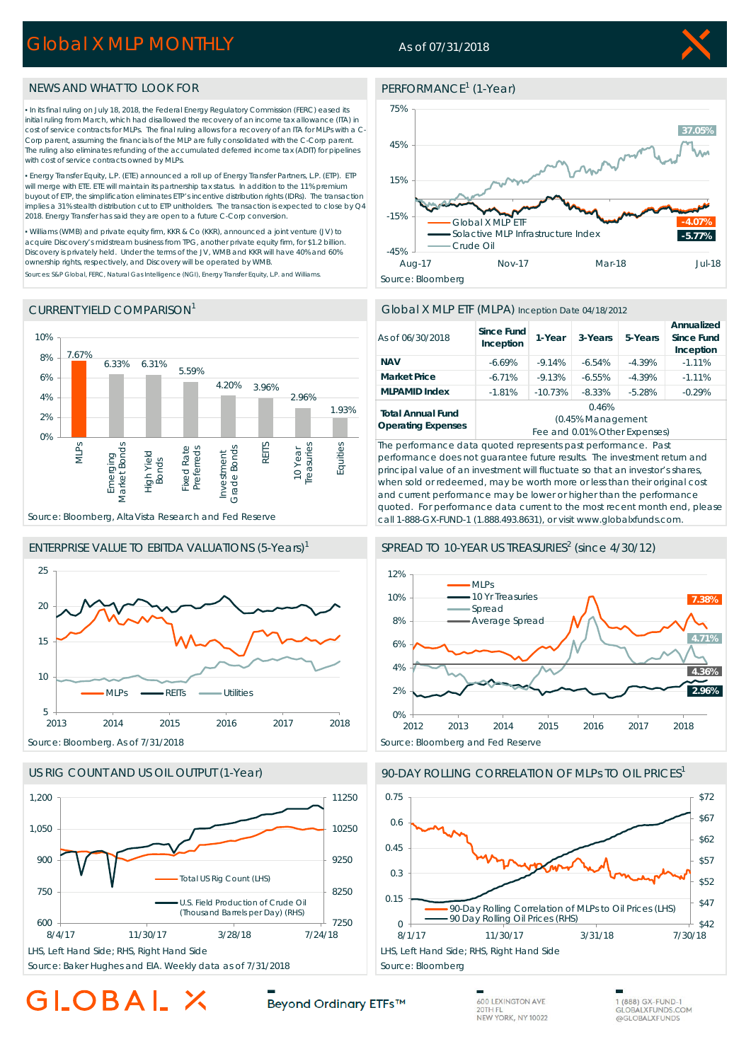# Global X MLP MONTHLY

As of 07/31/2018

## NEWS AND WHAT TO LOOK FOR

- In its final ruling on July 18, 2018, the Federal Energy Regulatory Commission (FERC) eased its initial ruling from March, which had disallowed the recovery of an income tax allowance (ITA) in cost of service contracts for MLPs. The final ruling allows for a recovery of an ITA for MLPs with a C-Corp parent, assuming the financials of the MLP are fully consolidated with the C-Corp parent. The ruling also eliminates refunding of the accumulated deferred income tax (ADIT) for pipelines with cost of service contracts owned by MLPs.
- Energy Transfer Equity, L.P. (ETE) announced a roll up of Energy Transfer Partners, L.P. (ETP). ETP will merge with ETE. ETE will maintain its partnership tax status. In addition to the 11% premium buyout of ETP, the simplification eliminates ETP's incentive distribution rights (IDRs). The transaction implies a 31% stealth distribution cut to ETP unitholders. The transaction is expected to close by Q4 2018. Energy Transfer has said they are open to a future C-Corp conversion.
- Williams (WMB) and private equity firm, KKR & Co (KKR), announced a joint venture (JV) to acquire Discovery's midstream business from TPG, another private equity firm, for $1.2 billion. Discovery is privately held. Under the terms of the JV, WMB and KKR will have 40% and 60% ownership rights, respectively, and Discovery will be operated by WMB.

Sources: S&P Global, FERC, Natural Gas Intelligence (NGI), Energy Transfer Equity, L.P. and Williams.

## PERFORMANCE[1] (1-Year)

Global X MLP ETF: -4.07%; Solactive MLP Infrastructure Index: -5.77%; Crude Oil: 37.05%

Source: Bloomberg

## CURRENT YIELD COMPARISON[1]

| MLPs | Emerging Market Bonds | High Yield Bonds | Fixed Rate Preferreds | Investment Grade Bonds | REITS | 10 Year Treasuries | Equities |
|---|---|---|---|---|---|---|---|
| 7.67% | 6.33% | 6.31% | 5.59% | 4.20% | 3.96% | 2.96% | 1.93% |

Source: Bloomberg, Alta Vista Research and Fed Reserve

## Global X MLP ETF (MLPA) Inception Date 04/18/2012

| As of 06/30/2018 | Since Fund Inception | 1-Year | 3-Years | 5-Years | Annualized Since Fund Inception |
|---|---|---|---|---|---|
| **NAV** | -6.69% | -9.14% | -6.54% | -4.39% | -1.11% |
| **Market Price** | -6.71% | -9.13% | -6.55% | -4.39% | -1.11% |
| **MLPAMID Index** | -1.81% | -10.73% | -8.33% | -5.28% | -0.29% |
| **Total Annual Fund Operating Expenses** | 0.46% (0.45% Management Fee and 0.01% Other Expenses) | | | | |

The performance data quoted represents past performance. Past performance does not guarantee future results. The investment return and principal value of an investment will fluctuate so that an investor's shares, when sold or redeemed, may be worth more or less than their original cost and current performance may be lower or higher than the performance quoted. For performance data current to the most recent month end, please call 1-888-GX-FUND-1 (1.888.493.8631), or visit www.globalxfunds.com.

## ENTERPRISE VALUE TO EBITDA VALUATIONS (5-Years)[1]

Source: Bloomberg. As of 7/31/2018

## SPREAD TO 10-YEAR US TREASURIES[2] (since 4/30/12)

MLPs: 7.38%; Spread: 4.71%; Average Spread: 4.36%; 10 Yr Treasuries: 2.96%

Source: Bloomberg and Fed Reserve

## US RIG COUNT AND US OIL OUTPUT (1-Year)

LHS, Left Hand Side; RHS, Right Hand Side

Source: Baker Hughes and EIA. Weekly data as of 7/31/2018

## 90-DAY ROLLING CORRELATION OF MLPs TO OIL PRICES[1]

LHS, Left Hand Side; RHS, Right Hand Side

Source: Bloomberg

GLOBAL X — Beyond Ordinary ETFs™

600 LEXINGTON AVE, 20TH FL, NEW YORK, NY 10022

1 (888) GX-FUND-1 | GLOBALXFUNDS.COM | @GLOBALXFUNDS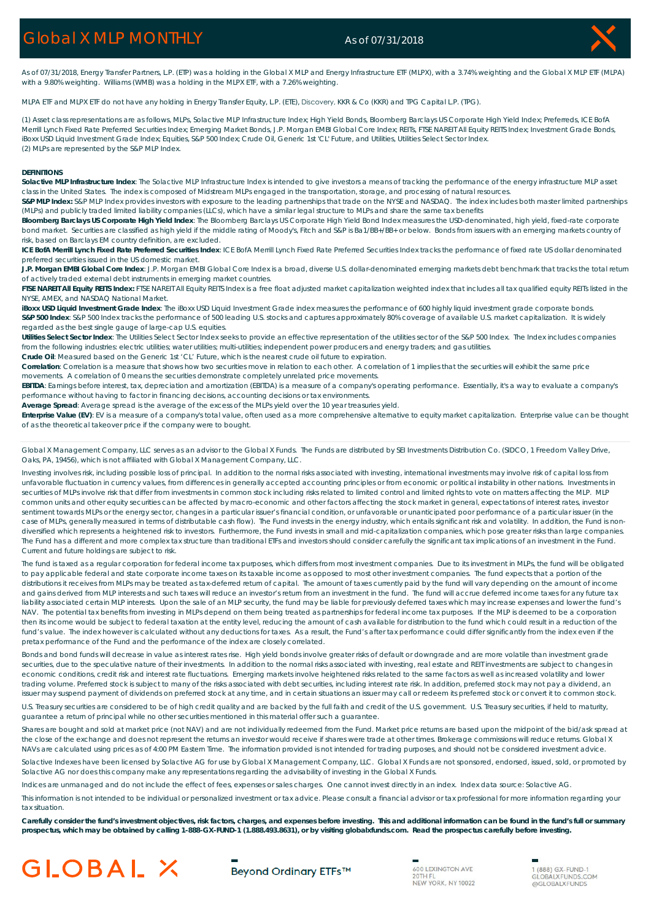As of 07/31/2018, Energy Transfer Partners, L.P. (ETP) was a holding in the Global X MLP and Energy Infrastructure ETF (MLPX), with a 3.74% weighting and the Global X MLP ETF (MLPA) with a 9.80% weighting. Williams (WMB) was a holding in the MLPX ETF, with a 7.26% weighting.

MLPA ETF and MLPX ETF do not have any holding in Energy Transfer Equity, L.P. (ETE), Discovery, KKR & Co (KKR) and TPG Capital L.P. (TPG).

(1) Asset class representations are as follows, MLPs, Solactive MLP Infrastructure Index; High Yield Bonds, Bloomberg Barclays US Corporate High Yield Index; Preferreds, ICE BofA Merrill Lynch Fixed Rate Preferred Securities Index; Emerging Market Bonds, J.P. Morgan EMBI Global Core Index; REITs, FTSE NAREIT All Equity REITS Index; Investment Grade Bonds, iBoxx USD Liquid Investment Grade Index; Equities, S&P 500 Index; Crude Oil, Generic 1st 'CL' Future, and Utilities, Utilities Select Sector Index.
(2) MLPs are represented by the S&P MLP Index.

**DEFINITIONS**

**Solactive MLP Infrastructure Index**: The Solactive MLP Infrastructure Index is intended to give investors a means of tracking the performance of the energy infrastructure MLP asset class in the United States. The index is composed of Midstream MLPs engaged in the transportation, storage, and processing of natural resources.

**S&P MLP Index:** S&P MLP Index provides investors with exposure to the leading partnerships that trade on the NYSE and NASDAQ. The index includes both master limited partnerships (MLPs) and publicly traded limited liability companies (LLCs), which have a similar legal structure to MLPs and share the same tax benefits

**Bloomberg Barclays US Corporate High Yield Index**: The Bloomberg Barclays US Corporate High Yield Bond Index measures the USD-denominated, high yield, fixed-rate corporate bond market. Securities are classified as high yield if the middle rating of Moody's, Fitch and S&P is Ba1/BB+/BB+ or below. Bonds from issuers with an emerging markets country of risk, based on Barclays EM country definition, are excluded.

**ICE BofA Merrill Lynch Fixed Rate Preferred Securities Index**: ICE BofA Merrill Lynch Fixed Rate Preferred Securities Index tracks the performance of fixed rate US dollar denominated preferred securities issued in the US domestic market.

**J.P. Morgan EMBI Global Core Index**: J.P. Morgan EMBI Global Core Index is a broad, diverse U.S. dollar-denominated emerging markets debt benchmark that tracks the total return of actively traded external debt instruments in emerging market countries.

**FTSE NAREIT All Equity REITS Index:** FTSE NAREIT All Equity REITS Index is a free float adjusted market capitalization weighted index that includes all tax qualified equity REITs listed in the NYSE, AMEX, and NASDAQ National Market.

**iBoxx USD Liquid Investment Grade Index**: The iBoxx USD Liquid Investment Grade index measures the performance of 600 highly liquid investment grade corporate bonds.

**S&P 500 Index**: S&P 500 Index tracks the performance of 500 leading U.S. stocks and captures approximately 80% coverage of available U.S. market capitalization. It is widely regarded as the best single gauge of large-cap U.S. equities.

**Utilities Select Sector Index**: The Utilities Select Sector Index seeks to provide an effective representation of the utilities sector of the S&P 500 Index. The Index includes companies from the following industries: electric utilities; water utilities; multi-utilities; independent power producers and energy traders; and gas utilities.

**Crude Oil**: Measured based on the Generic 1st 'CL' Future, which is the nearest crude oil future to expiration.

**Correlation**: Correlation is a measure that shows how two securities move in relation to each other. A correlation of 1 implies that the securities will exhibit the same price movements. A correlation of 0 means the securities demonstrate completely unrelated price movements.

**EBITDA**: Earnings before interest, tax, depreciation and amortization (EBITDA) is a measure of a company's operating performance. Essentially, it's a way to evaluate a company's performance without having to factor in financing decisions, accounting decisions or tax environments.

**Average Spread**: Average spread is the average of the excess of the MLPs yield over the 10 year treasuries yield.

**Enterprise Value (EV)**: EV is a measure of a company's total value, often used as a more comprehensive alternative to equity market capitalization. Enterprise value can be thought of as the theoretical takeover price if the company were to be bought.

Global X Management Company, LLC serves as an advisor to the Global X Funds. The Funds are distributed by SEI Investments Distribution Co. (SIDCO, 1 Freedom Valley Drive, Oaks, PA, 19456), which is not affiliated with Global X Management Company, LLC.

Investing involves risk, including possible loss of principal. In addition to the normal risks associated with investing, international investments may involve risk of capital loss from unfavorable fluctuation in currency values, from differences in generally accepted accounting principles or from economic or political instability in other nations. Investments in securities of MLPs involve risk that differ from investments in common stock including risks related to limited control and limited rights to vote on matters affecting the MLP. MLP common units and other equity securities can be affected by macro-economic and other factors affecting the stock market in general, expectations of interest rates, investor sentiment towards MLPs or the energy sector, changes in a particular issuer's financial condition, or unfavorable or unanticipated poor performance of a particular issuer (in the case of MLPs, generally measured in terms of distributable cash flow). The Fund invests in the energy industry, which entails significant risk and volatility. In addition, the Fund is non-diversified which represents a heightened risk to investors. Furthermore, the Fund invests in small and mid-capitalization companies, which pose greater risks than large companies. The Fund has a different and more complex tax structure than traditional ETFs and investors should consider carefully the significant tax implications of an investment in the Fund. Current and future holdings are subject to risk.

The fund is taxed as a regular corporation for federal income tax purposes, which differs from most investment companies. Due to its investment in MLPs, the fund will be obligated to pay applicable federal and state corporate income taxes on its taxable income as opposed to most other investment companies. The fund expects that a portion of the distributions it receives from MLPs may be treated as tax-deferred return of capital. The amount of taxes currently paid by the fund will vary depending on the amount of income and gains derived from MLP interests and such taxes will reduce an investor's return from an investment in the fund. The fund will accrue deferred income taxes for any future tax liability associated certain MLP interests. Upon the sale of an MLP security, the fund may be liable for previously deferred taxes which may increase expenses and lower the fund's NAV. The potential tax benefits from investing in MLPs depend on them being treated as partnerships for federal income tax purposes. If the MLP is deemed to be a corporation then its income would be subject to federal taxation at the entity level, reducing the amount of cash available for distribution to the fund which could result in a reduction of the fund's value. The index however is calculated without any deductions for taxes. As a result, the Fund's after tax performance could differ significantly from the index even if the pretax performance of the Fund and the performance of the index are closely correlated.

Bonds and bond funds will decrease in value as interest rates rise. High yield bonds involve greater risks of default or downgrade and are more volatile than investment grade securities, due to the speculative nature of their investments. In addition to the normal risks associated with investing, real estate and REIT investments are subject to changes in economic conditions, credit risk and interest rate fluctuations. Emerging markets involve heightened risks related to the same factors as well as increased volatility and lower trading volume. Preferred stock is subject to many of the risks associated with debt securities, including interest rate risk. In addition, preferred stock may not pay a dividend, an issuer may suspend payment of dividends on preferred stock at any time, and in certain situations an issuer may call or redeem its preferred stock or convert it to common stock.

U.S. Treasury securities are considered to be of high credit quality and are backed by the full faith and credit of the U.S. government. U.S. Treasury securities, if held to maturity, guarantee a return of principal while no other securities mentioned in this material offer such a guarantee.

Shares are bought and sold at market price (not NAV) and are not individually redeemed from the Fund. Market price returns are based upon the midpoint of the bid/ask spread at the close of the exchange and does not represent the returns an investor would receive if shares were trade at other times. Brokerage commissions will reduce returns. Global X NAVs are calculated using prices as of 4:00 PM Eastern Time. The information provided is not intended for trading purposes, and should not be considered investment advice.

Solactive Indexes have been licensed by Solactive AG for use by Global X Management Company, LLC. Global X Funds are not sponsored, endorsed, issued, sold, or promoted by Solactive AG nor does this company make any representations regarding the advisability of investing in the Global X Funds.

Indices are unmanaged and do not include the effect of fees, expenses or sales charges. One cannot invest directly in an index. Index data source: Solactive AG.

This information is not intended to be individual or personalized investment or tax advice. Please consult a financial advisor or tax professional for more information regarding your tax situation.

**Carefully consider the fund's investment objectives, risk factors, charges, and expenses before investing. This and additional information can be found in the fund's full or summary prospectus, which may be obtained by calling 1-888-GX-FUND-1 (1.888.493.8631), or by visiting globalxfunds.com. Read the prospectus carefully before investing.**

GLOBAL X

Beyond Ordinary ETFs™

600 LEXINGTON AVE
20TH FL
NEW YORK, NY 10022

1 (888) GX-FUND-1
GLOBALXFUNDS.COM
@GLOBALXFUNDS